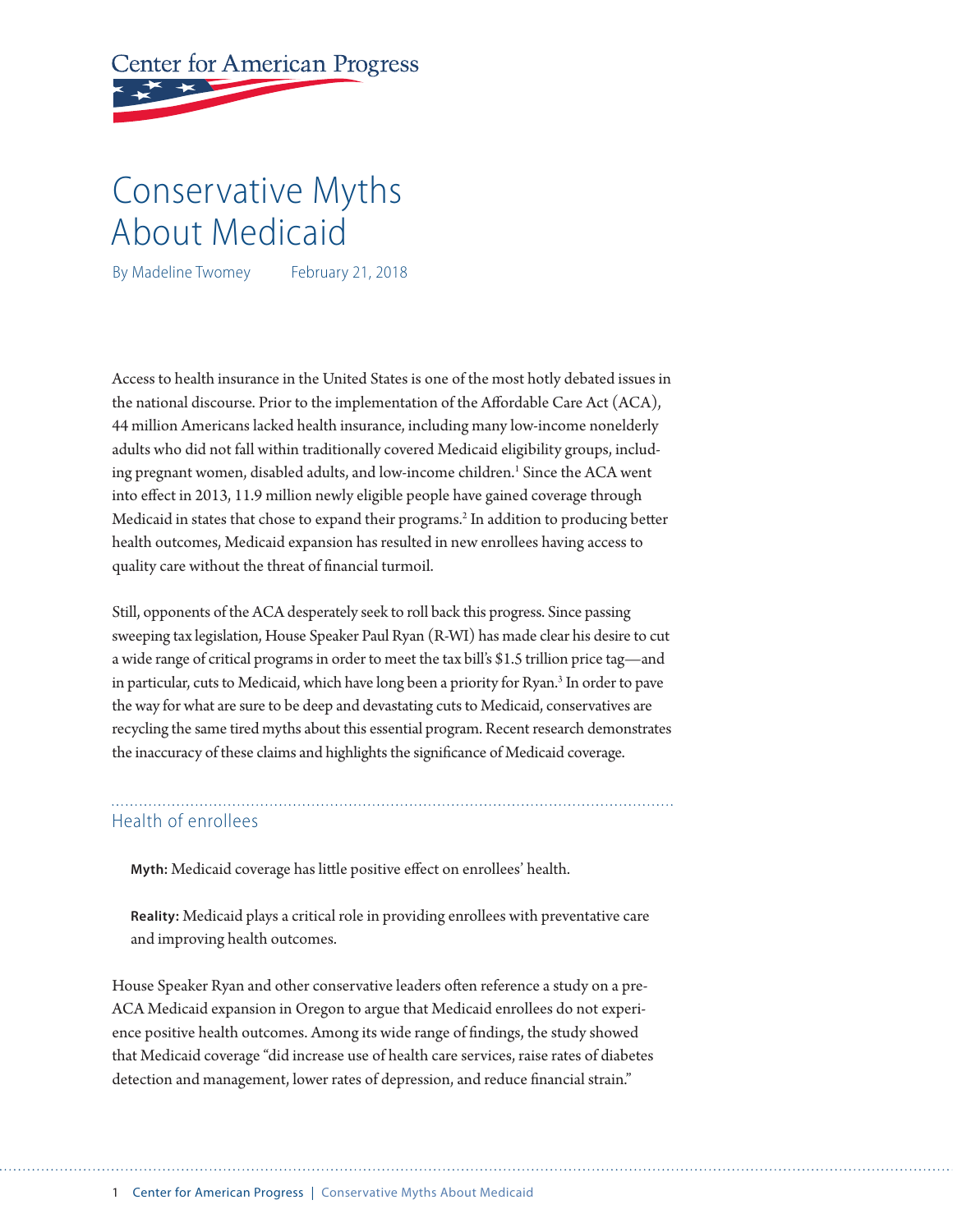Center for American Progress

# Conservative Myths About Medicaid

By Madeline Twomey February 21, 2018

Access to health insurance in the United States is one of the most hotly debated issues in the national discourse. Prior to the implementation of the Affordable Care Act (ACA), 44 million Americans lacked health insurance, including many low-income nonelderly adults who did not fall within traditionally covered Medicaid eligibility groups, including pregnant women, disabled adults, and low-income children.[1] Since the ACA went into effect in 2013, 11.9 million newly eligible people have gained coverage through Medicaid in states that chose to expand their programs.[2] In addition to producing better health outcomes, Medicaid expansion has resulted in new enrollees having access to quality care without the threat of financial turmoil.

Still, opponents of the ACA desperately seek to roll back this progress. Since passing sweeping tax legislation, House Speaker Paul Ryan (R-WI) has made clear his desire to cut a wide range of critical programs in order to meet the tax bill's $1.5 trillion price tag—and in particular, cuts to Medicaid, which have long been a priority for Ryan.[3] In order to pave the way for what are sure to be deep and devastating cuts to Medicaid, conservatives are recycling the same tired myths about this essential program. Recent research demonstrates the inaccuracy of these claims and highlights the significance of Medicaid coverage.

## Health of enrollees

**Myth:** Medicaid coverage has little positive effect on enrollees' health.

**Reality:** Medicaid plays a critical role in providing enrollees with preventative care and improving health outcomes.

House Speaker Ryan and other conservative leaders often reference a study on a pre-ACA Medicaid expansion in Oregon to argue that Medicaid enrollees do not experience positive health outcomes. Among its wide range of findings, the study showed that Medicaid coverage "did increase use of health care services, raise rates of diabetes detection and management, lower rates of depression, and reduce financial strain."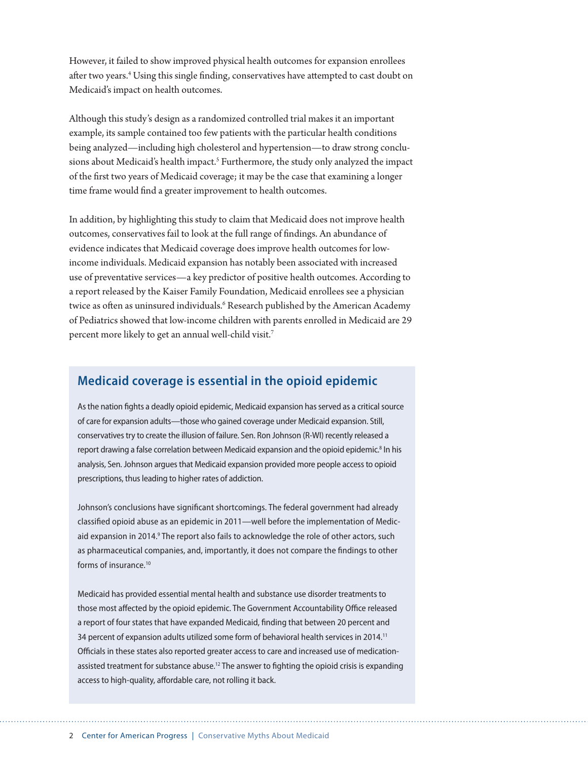However, it failed to show improved physical health outcomes for expansion enrollees after two years.[4] Using this single finding, conservatives have attempted to cast doubt on Medicaid's impact on health outcomes.

Although this study's design as a randomized controlled trial makes it an important example, its sample contained too few patients with the particular health conditions being analyzed—including high cholesterol and hypertension—to draw strong conclusions about Medicaid's health impact.[5] Furthermore, the study only analyzed the impact of the first two years of Medicaid coverage; it may be the case that examining a longer time frame would find a greater improvement to health outcomes.

In addition, by highlighting this study to claim that Medicaid does not improve health outcomes, conservatives fail to look at the full range of findings. An abundance of evidence indicates that Medicaid coverage does improve health outcomes for low-income individuals. Medicaid expansion has notably been associated with increased use of preventative services—a key predictor of positive health outcomes. According to a report released by the Kaiser Family Foundation, Medicaid enrollees see a physician twice as often as uninsured individuals.[6] Research published by the American Academy of Pediatrics showed that low-income children with parents enrolled in Medicaid are 29 percent more likely to get an annual well-child visit.[7]

## Medicaid coverage is essential in the opioid epidemic

As the nation fights a deadly opioid epidemic, Medicaid expansion has served as a critical source of care for expansion adults—those who gained coverage under Medicaid expansion. Still, conservatives try to create the illusion of failure. Sen. Ron Johnson (R-WI) recently released a report drawing a false correlation between Medicaid expansion and the opioid epidemic.[8] In his analysis, Sen. Johnson argues that Medicaid expansion provided more people access to opioid prescriptions, thus leading to higher rates of addiction.

Johnson's conclusions have significant shortcomings. The federal government had already classified opioid abuse as an epidemic in 2011—well before the implementation of Medicaid expansion in 2014.[9] The report also fails to acknowledge the role of other actors, such as pharmaceutical companies, and, importantly, it does not compare the findings to other forms of insurance.[10]

Medicaid has provided essential mental health and substance use disorder treatments to those most affected by the opioid epidemic. The Government Accountability Office released a report of four states that have expanded Medicaid, finding that between 20 percent and 34 percent of expansion adults utilized some form of behavioral health services in 2014.[11] Officials in these states also reported greater access to care and increased use of medication-assisted treatment for substance abuse.[12] The answer to fighting the opioid crisis is expanding access to high-quality, affordable care, not rolling it back.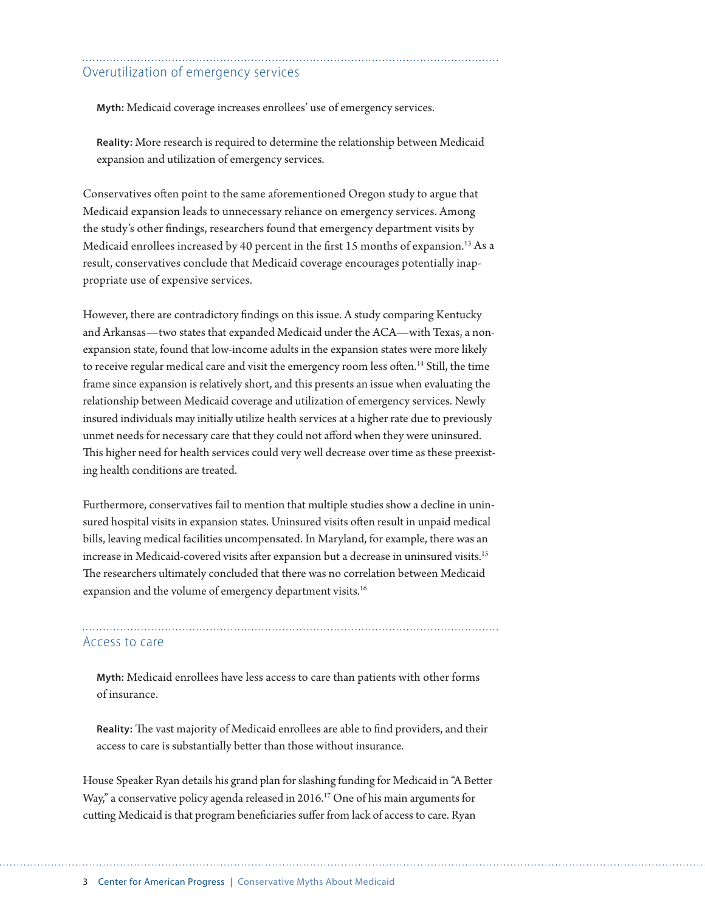## Overutilization of emergency services

**Myth:** Medicaid coverage increases enrollees' use of emergency services.

**Reality:** More research is required to determine the relationship between Medicaid expansion and utilization of emergency services.

Conservatives often point to the same aforementioned Oregon study to argue that Medicaid expansion leads to unnecessary reliance on emergency services. Among the study's other findings, researchers found that emergency department visits by Medicaid enrollees increased by 40 percent in the first 15 months of expansion.[13] As a result, conservatives conclude that Medicaid coverage encourages potentially inappropriate use of expensive services.

However, there are contradictory findings on this issue. A study comparing Kentucky and Arkansas—two states that expanded Medicaid under the ACA—with Texas, a non-expansion state, found that low-income adults in the expansion states were more likely to receive regular medical care and visit the emergency room less often.[14] Still, the time frame since expansion is relatively short, and this presents an issue when evaluating the relationship between Medicaid coverage and utilization of emergency services. Newly insured individuals may initially utilize health services at a higher rate due to previously unmet needs for necessary care that they could not afford when they were uninsured. This higher need for health services could very well decrease over time as these preexisting health conditions are treated.

Furthermore, conservatives fail to mention that multiple studies show a decline in uninsured hospital visits in expansion states. Uninsured visits often result in unpaid medical bills, leaving medical facilities uncompensated. In Maryland, for example, there was an increase in Medicaid-covered visits after expansion but a decrease in uninsured visits.[15] The researchers ultimately concluded that there was no correlation between Medicaid expansion and the volume of emergency department visits.[16]

## Access to care

**Myth:** Medicaid enrollees have less access to care than patients with other forms of insurance.

**Reality:** The vast majority of Medicaid enrollees are able to find providers, and their access to care is substantially better than those without insurance.

House Speaker Ryan details his grand plan for slashing funding for Medicaid in "A Better Way," a conservative policy agenda released in 2016.[17] One of his main arguments for cutting Medicaid is that program beneficiaries suffer from lack of access to care. Ryan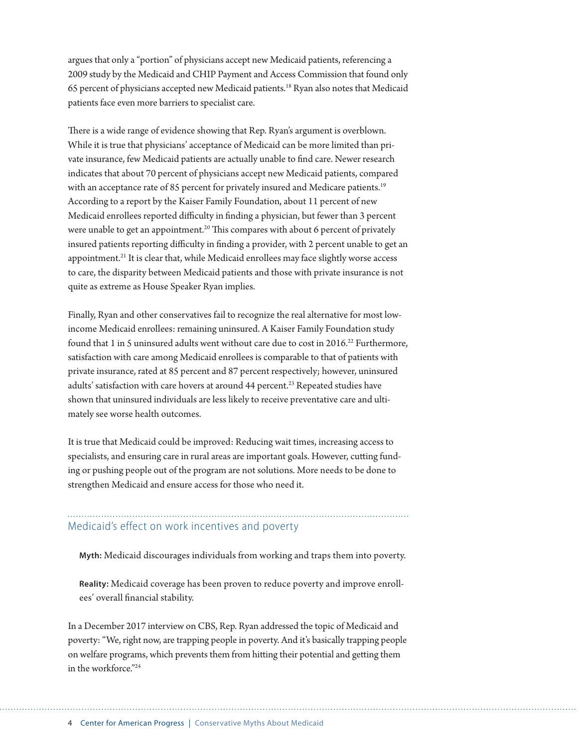argues that only a "portion" of physicians accept new Medicaid patients, referencing a 2009 study by the Medicaid and CHIP Payment and Access Commission that found only 65 percent of physicians accepted new Medicaid patients.[18] Ryan also notes that Medicaid patients face even more barriers to specialist care.

There is a wide range of evidence showing that Rep. Ryan's argument is overblown. While it is true that physicians' acceptance of Medicaid can be more limited than private insurance, few Medicaid patients are actually unable to find care. Newer research indicates that about 70 percent of physicians accept new Medicaid patients, compared with an acceptance rate of 85 percent for privately insured and Medicare patients.[19] According to a report by the Kaiser Family Foundation, about 11 percent of new Medicaid enrollees reported difficulty in finding a physician, but fewer than 3 percent were unable to get an appointment.[20] This compares with about 6 percent of privately insured patients reporting difficulty in finding a provider, with 2 percent unable to get an appointment.[21] It is clear that, while Medicaid enrollees may face slightly worse access to care, the disparity between Medicaid patients and those with private insurance is not quite as extreme as House Speaker Ryan implies.

Finally, Ryan and other conservatives fail to recognize the real alternative for most low-income Medicaid enrollees: remaining uninsured. A Kaiser Family Foundation study found that 1 in 5 uninsured adults went without care due to cost in 2016.[22] Furthermore, satisfaction with care among Medicaid enrollees is comparable to that of patients with private insurance, rated at 85 percent and 87 percent respectively; however, uninsured adults' satisfaction with care hovers at around 44 percent.[23] Repeated studies have shown that uninsured individuals are less likely to receive preventative care and ultimately see worse health outcomes.

It is true that Medicaid could be improved: Reducing wait times, increasing access to specialists, and ensuring care in rural areas are important goals. However, cutting funding or pushing people out of the program are not solutions. More needs to be done to strengthen Medicaid and ensure access for those who need it.

## Medicaid's effect on work incentives and poverty

**Myth:** Medicaid discourages individuals from working and traps them into poverty.

**Reality:** Medicaid coverage has been proven to reduce poverty and improve enrollees' overall financial stability.

In a December 2017 interview on CBS, Rep. Ryan addressed the topic of Medicaid and poverty: "We, right now, are trapping people in poverty. And it's basically trapping people on welfare programs, which prevents them from hitting their potential and getting them in the workforce."[24]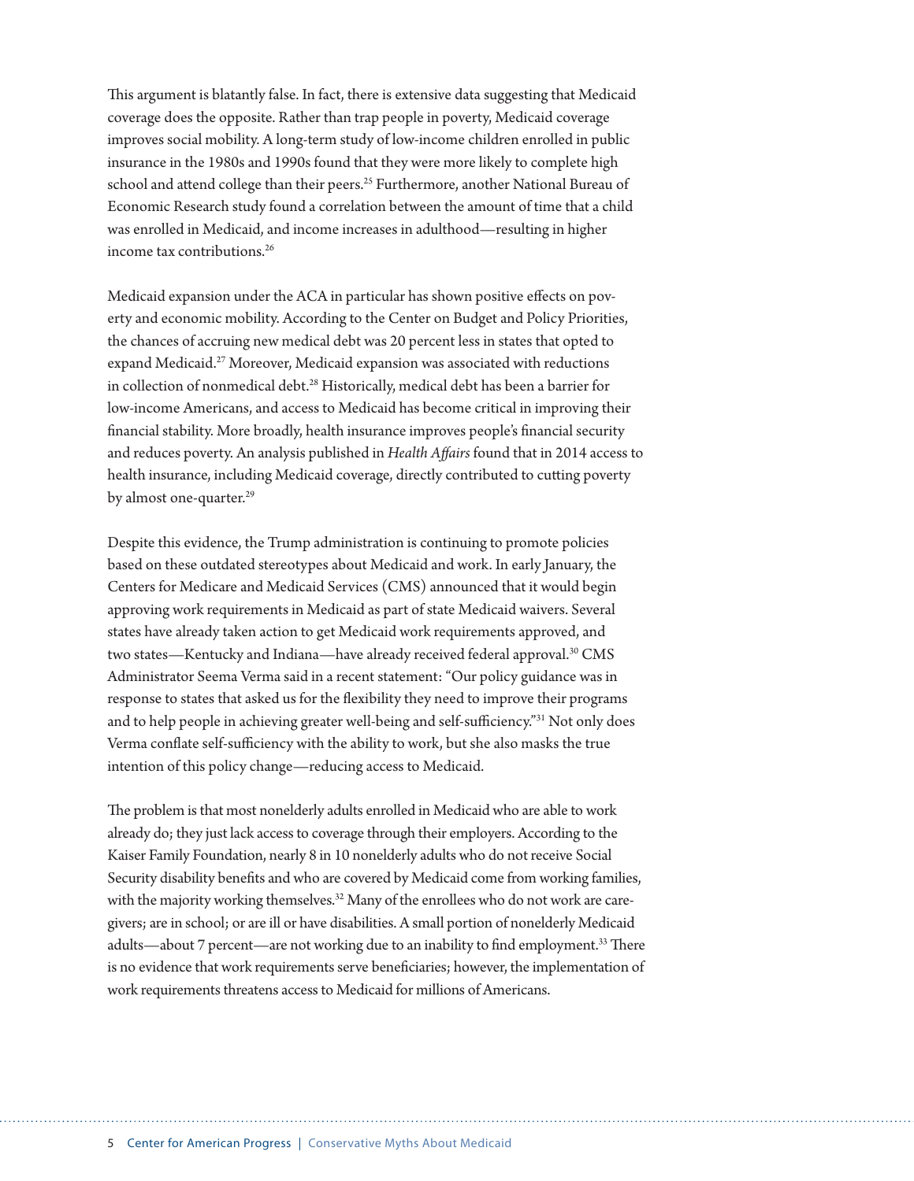This argument is blatantly false. In fact, there is extensive data suggesting that Medicaid coverage does the opposite. Rather than trap people in poverty, Medicaid coverage improves social mobility. A long-term study of low-income children enrolled in public insurance in the 1980s and 1990s found that they were more likely to complete high school and attend college than their peers.[25] Furthermore, another National Bureau of Economic Research study found a correlation between the amount of time that a child was enrolled in Medicaid, and income increases in adulthood—resulting in higher income tax contributions.[26]

Medicaid expansion under the ACA in particular has shown positive effects on poverty and economic mobility. According to the Center on Budget and Policy Priorities, the chances of accruing new medical debt was 20 percent less in states that opted to expand Medicaid.[27] Moreover, Medicaid expansion was associated with reductions in collection of nonmedical debt.[28] Historically, medical debt has been a barrier for low-income Americans, and access to Medicaid has become critical in improving their financial stability. More broadly, health insurance improves people's financial security and reduces poverty. An analysis published in *Health Affairs* found that in 2014 access to health insurance, including Medicaid coverage, directly contributed to cutting poverty by almost one-quarter.[29]

Despite this evidence, the Trump administration is continuing to promote policies based on these outdated stereotypes about Medicaid and work. In early January, the Centers for Medicare and Medicaid Services (CMS) announced that it would begin approving work requirements in Medicaid as part of state Medicaid waivers. Several states have already taken action to get Medicaid work requirements approved, and two states—Kentucky and Indiana—have already received federal approval.[30] CMS Administrator Seema Verma said in a recent statement: "Our policy guidance was in response to states that asked us for the flexibility they need to improve their programs and to help people in achieving greater well-being and self-sufficiency."[31] Not only does Verma conflate self-sufficiency with the ability to work, but she also masks the true intention of this policy change—reducing access to Medicaid.

The problem is that most nonelderly adults enrolled in Medicaid who are able to work already do; they just lack access to coverage through their employers. According to the Kaiser Family Foundation, nearly 8 in 10 nonelderly adults who do not receive Social Security disability benefits and who are covered by Medicaid come from working families, with the majority working themselves.[32] Many of the enrollees who do not work are caregivers; are in school; or are ill or have disabilities. A small portion of nonelderly Medicaid adults—about 7 percent—are not working due to an inability to find employment.[33] There is no evidence that work requirements serve beneficiaries; however, the implementation of work requirements threatens access to Medicaid for millions of Americans.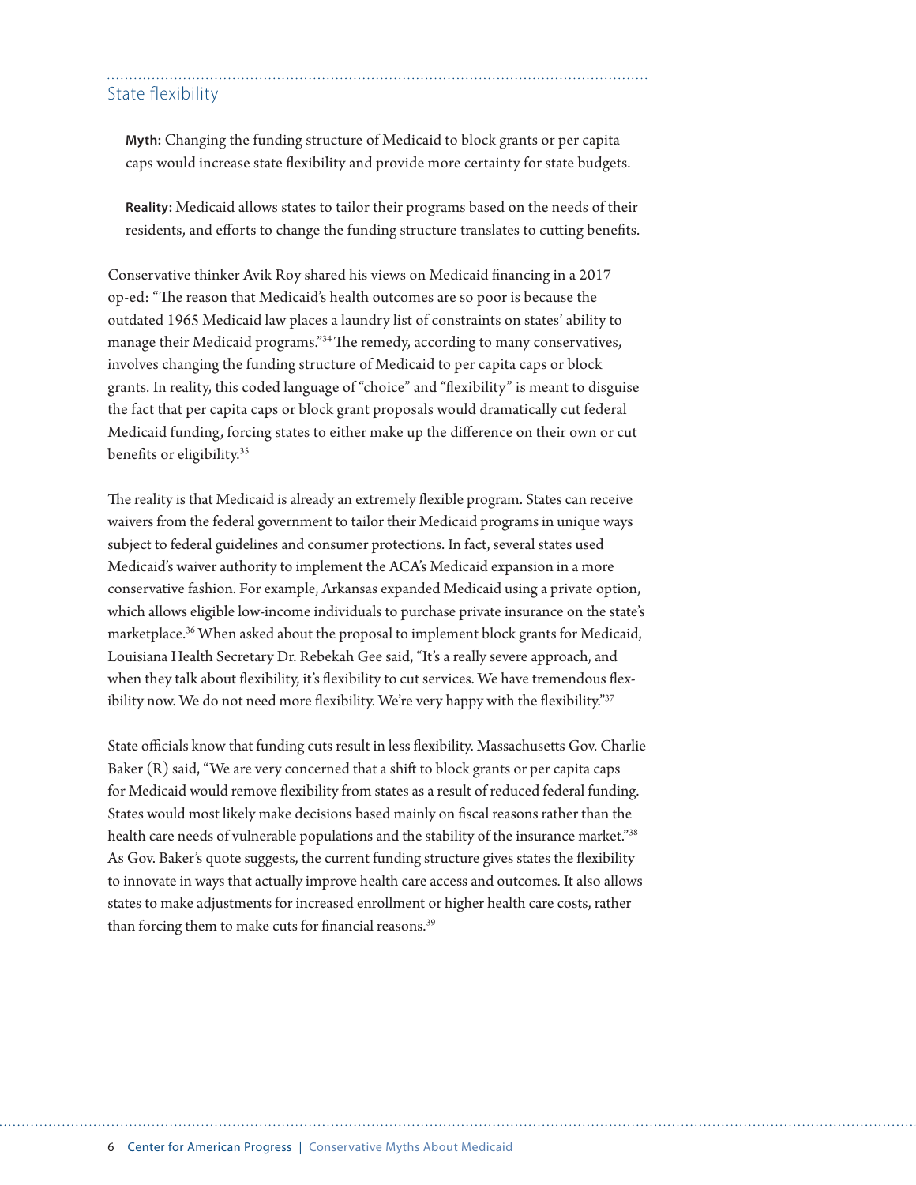## State flexibility

> **Myth:** Changing the funding structure of Medicaid to block grants or per capita caps would increase state flexibility and provide more certainty for state budgets.
>
> **Reality:** Medicaid allows states to tailor their programs based on the needs of their residents, and efforts to change the funding structure translates to cutting benefits.

Conservative thinker Avik Roy shared his views on Medicaid financing in a 2017 op-ed: "The reason that Medicaid's health outcomes are so poor is because the outdated 1965 Medicaid law places a laundry list of constraints on states' ability to manage their Medicaid programs."[34] The remedy, according to many conservatives, involves changing the funding structure of Medicaid to per capita caps or block grants. In reality, this coded language of "choice" and "flexibility" is meant to disguise the fact that per capita caps or block grant proposals would dramatically cut federal Medicaid funding, forcing states to either make up the difference on their own or cut benefits or eligibility.[35]

The reality is that Medicaid is already an extremely flexible program. States can receive waivers from the federal government to tailor their Medicaid programs in unique ways subject to federal guidelines and consumer protections. In fact, several states used Medicaid's waiver authority to implement the ACA's Medicaid expansion in a more conservative fashion. For example, Arkansas expanded Medicaid using a private option, which allows eligible low-income individuals to purchase private insurance on the state's marketplace.[36] When asked about the proposal to implement block grants for Medicaid, Louisiana Health Secretary Dr. Rebekah Gee said, "It's a really severe approach, and when they talk about flexibility, it's flexibility to cut services. We have tremendous flexibility now. We do not need more flexibility. We're very happy with the flexibility."[37]

State officials know that funding cuts result in less flexibility. Massachusetts Gov. Charlie Baker (R) said, "We are very concerned that a shift to block grants or per capita caps for Medicaid would remove flexibility from states as a result of reduced federal funding. States would most likely make decisions based mainly on fiscal reasons rather than the health care needs of vulnerable populations and the stability of the insurance market."[38] As Gov. Baker's quote suggests, the current funding structure gives states the flexibility to innovate in ways that actually improve health care access and outcomes. It also allows states to make adjustments for increased enrollment or higher health care costs, rather than forcing them to make cuts for financial reasons.[39]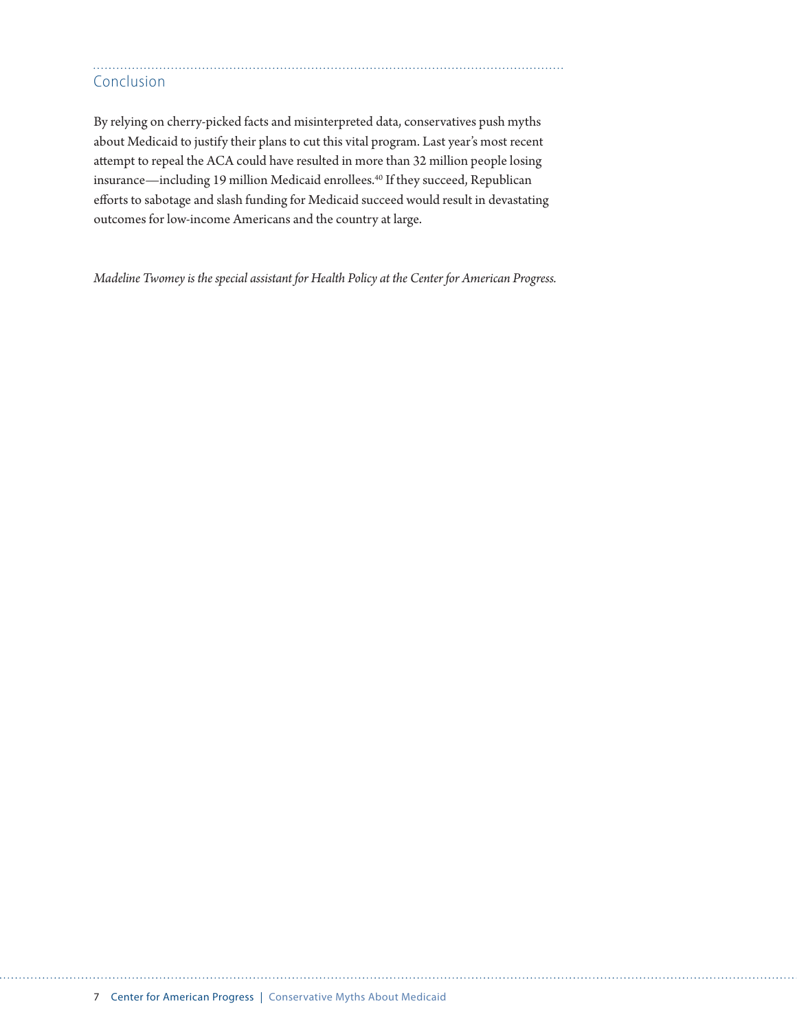## Conclusion

By relying on cherry-picked facts and misinterpreted data, conservatives push myths about Medicaid to justify their plans to cut this vital program. Last year's most recent attempt to repeal the ACA could have resulted in more than 32 million people losing insurance—including 19 million Medicaid enrollees.[40] If they succeed, Republican efforts to sabotage and slash funding for Medicaid succeed would result in devastating outcomes for low-income Americans and the country at large.

*Madeline Twomey is the special assistant for Health Policy at the Center for American Progress.*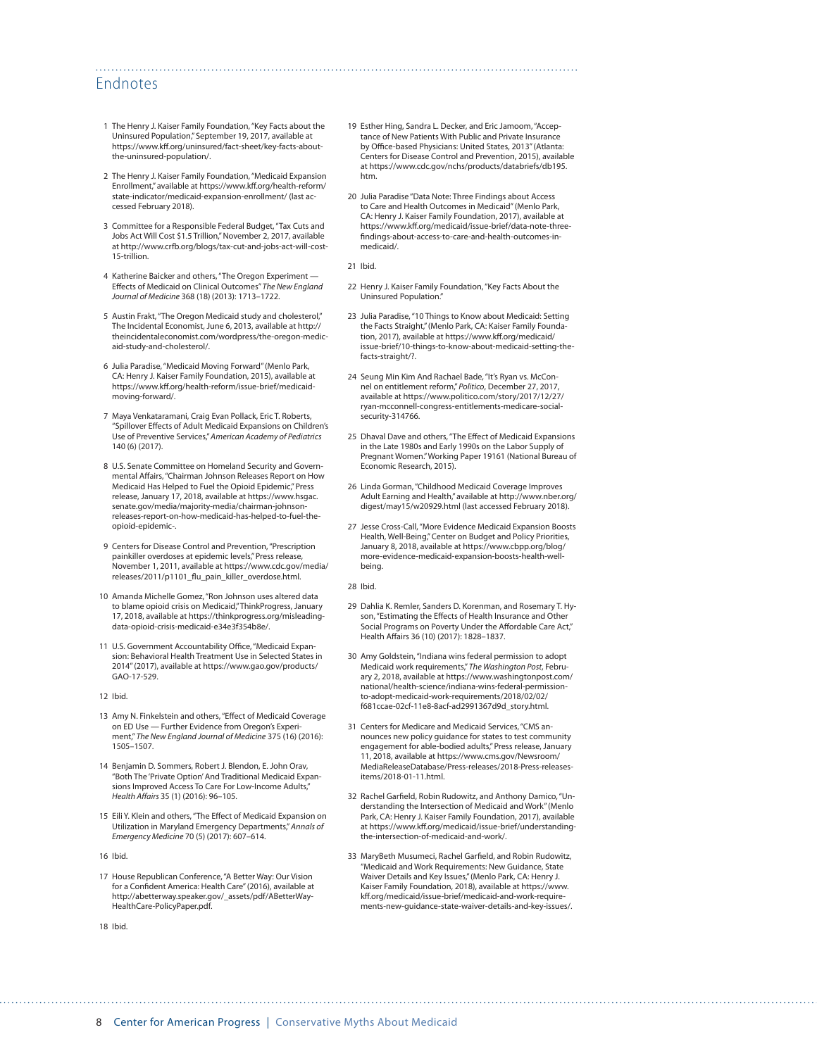## Endnotes

1 The Henry J. Kaiser Family Foundation, "Key Facts about the Uninsured Population," September 19, 2017, available at https://www.kff.org/uninsured/fact-sheet/key-facts-about-the-uninsured-population/.

2 The Henry J. Kaiser Family Foundation, "Medicaid Expansion Enrollment," available at https://www.kff.org/health-reform/state-indicator/medicaid-expansion-enrollment/ (last accessed February 2018).

3 Committee for a Responsible Federal Budget, "Tax Cuts and Jobs Act Will Cost $1.5 Trillion," November 2, 2017, available at http://www.crfb.org/blogs/tax-cut-and-jobs-act-will-cost-15-trillion.

4 Katherine Baicker and others, "The Oregon Experiment — Effects of Medicaid on Clinical Outcomes" *The New England Journal of Medicine* 368 (18) (2013): 1713–1722.

5 Austin Frakt, "The Oregon Medicaid study and cholesterol," The Incidental Economist, June 6, 2013, available at http://theincidentaleconomist.com/wordpress/the-oregon-medicaid-study-and-cholesterol/.

6 Julia Paradise, "Medicaid Moving Forward" (Menlo Park, CA: Henry J. Kaiser Family Foundation, 2015), available at https://www.kff.org/health-reform/issue-brief/medicaid-moving-forward/.

7 Maya Venkataramani, Craig Evan Pollack, Eric T. Roberts, "Spillover Effects of Adult Medicaid Expansions on Children's Use of Preventive Services," *American Academy of Pediatrics* 140 (6) (2017).

8 U.S. Senate Committee on Homeland Security and Governmental Affairs, "Chairman Johnson Releases Report on How Medicaid Has Helped to Fuel the Opioid Epidemic," Press release, January 17, 2018, available at https://www.hsgac.senate.gov/media/majority-media/chairman-johnson-releases-report-on-how-medicaid-has-helped-to-fuel-the-opioid-epidemic-.

9 Centers for Disease Control and Prevention, "Prescription painkiller overdoses at epidemic levels," Press release, November 1, 2011, available at https://www.cdc.gov/media/releases/2011/p1101_flu_pain_killer_overdose.html.

10 Amanda Michelle Gomez, "Ron Johnson uses altered data to blame opioid crisis on Medicaid," ThinkProgress, January 17, 2018, available at https://thinkprogress.org/misleading-data-opioid-crisis-medicaid-e34e3f354b8e/.

11 U.S. Government Accountability Office, "Medicaid Expansion: Behavioral Health Treatment Use in Selected States in 2014" (2017), available at https://www.gao.gov/products/GAO-17-529.

12 Ibid.

13 Amy N. Finkelstein and others, "Effect of Medicaid Coverage on ED Use — Further Evidence from Oregon's Experiment," *The New England Journal of Medicine* 375 (16) (2016): 1505–1507.

14 Benjamin D. Sommers, Robert J. Blendon, E. John Orav, "Both The 'Private Option' And Traditional Medicaid Expansions Improved Access To Care For Low-Income Adults," *Health Affairs* 35 (1) (2016): 96–105.

15 Eili Y. Klein and others, "The Effect of Medicaid Expansion on Utilization in Maryland Emergency Departments," *Annals of Emergency Medicine* 70 (5) (2017): 607–614.

16 Ibid.

17 House Republican Conference, "A Better Way: Our Vision for a Confident America: Health Care" (2016), available at http://abetterway.speaker.gov/_assets/pdf/ABetterWay-HealthCare-PolicyPaper.pdf.

18 Ibid.

19 Esther Hing, Sandra L. Decker, and Eric Jamoom, "Acceptance of New Patients With Public and Private Insurance by Office-based Physicians: United States, 2013" (Atlanta: Centers for Disease Control and Prevention, 2015), available at https://www.cdc.gov/nchs/products/databriefs/db195.htm.

20 Julia Paradise "Data Note: Three Findings about Access to Care and Health Outcomes in Medicaid" (Menlo Park, CA: Henry J. Kaiser Family Foundation, 2017), available at https://www.kff.org/medicaid/issue-brief/data-note-three-findings-about-access-to-care-and-health-outcomes-in-medicaid/.

21 Ibid.

22 Henry J. Kaiser Family Foundation, "Key Facts About the Uninsured Population."

23 Julia Paradise, "10 Things to Know about Medicaid: Setting the Facts Straight," (Menlo Park, CA: Kaiser Family Foundation, 2017), available at https://www.kff.org/medicaid/issue-brief/10-things-to-know-about-medicaid-setting-the-facts-straight/?.

24 Seung Min Kim And Rachael Bade, "It's Ryan vs. McConnel on entitlement reform," *Politico*, December 27, 2017, available at https://www.politico.com/story/2017/12/27/ryan-mcconnell-congress-entitlements-medicare-social-security-314766.

25 Dhaval Dave and others, "The Effect of Medicaid Expansions in the Late 1980s and Early 1990s on the Labor Supply of Pregnant Women." Working Paper 19161 (National Bureau of Economic Research, 2015).

26 Linda Gorman, "Childhood Medicaid Coverage Improves Adult Earning and Health," available at http://www.nber.org/digest/may15/w20929.html (last accessed February 2018).

27 Jesse Cross-Call, "More Evidence Medicaid Expansion Boosts Health, Well-Being," Center on Budget and Policy Priorities, January 8, 2018, available at https://www.cbpp.org/blog/more-evidence-medicaid-expansion-boosts-health-well-being.

28 Ibid.

29 Dahlia K. Remler, Sanders D. Korenman, and Rosemary T. Hyson, "Estimating the Effects of Health Insurance and Other Social Programs on Poverty Under the Affordable Care Act," Health Affairs 36 (10) (2017): 1828–1837.

30 Amy Goldstein, "Indiana wins federal permission to adopt Medicaid work requirements," *The Washington Post*, February 2, 2018, available at https://www.washingtonpost.com/national/health-science/indiana-wins-federal-permission-to-adopt-medicaid-work-requirements/2018/02/02/f681ccae-02cf-11e8-8acf-ad2991367d9d_story.html.

31 Centers for Medicare and Medicaid Services, "CMS announces new policy guidance for states to test community engagement for able-bodied adults," Press release, January 11, 2018, available at https://www.cms.gov/Newsroom/MediaReleaseDatabase/Press-releases/2018-Press-releases-items/2018-01-11.html.

32 Rachel Garfield, Robin Rudowitz, and Anthony Damico, "Understanding the Intersection of Medicaid and Work" (Menlo Park, CA: Henry J. Kaiser Family Foundation, 2017), available at https://www.kff.org/medicaid/issue-brief/understanding-the-intersection-of-medicaid-and-work/.

33 MaryBeth Musumeci, Rachel Garfield, and Robin Rudowitz, "Medicaid and Work Requirements: New Guidance, State Waiver Details and Key Issues," (Menlo Park, CA: Henry J. Kaiser Family Foundation, 2018), available at https://www.kff.org/medicaid/issue-brief/medicaid-and-work-requirements-new-guidance-state-waiver-details-and-key-issues/.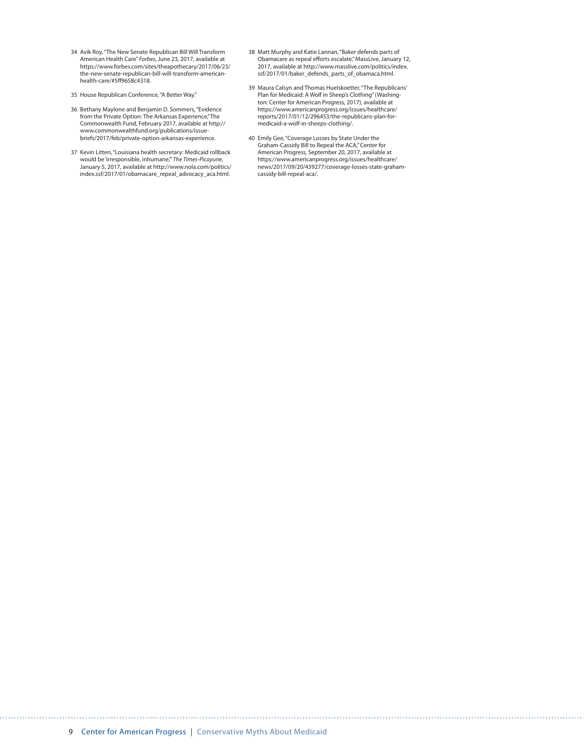34 Avik Roy, "The New Senate Republican Bill Will Transform American Health Care" *Forbes*, June 23, 2017, available at https://www.forbes.com/sites/theapothecary/2017/06/23/the-new-senate-republican-bill-will-transform-american-health-care/#5ff9658c4318.

35 House Republican Conference, "A Better Way."

36 Bethany Maylone and Benjamin D. Sommers, "Evidence from the Private Option: The Arkansas Experience," The Commonwealth Fund, February 2017, available at http://www.commonwealthfund.org/publications/issue-briefs/2017/feb/private-option-arkansas-experience.

37 Kevin Litten, "Louisiana health secretary: Medicaid rollback would be 'irresponsible, inhumane,'" *The Times-Picayune*, January 5, 2017, available at http://www.nola.com/politics/index.ssf/2017/01/obamacare_repeal_advocacy_aca.html.

38 Matt Murphy and Katie Lannan, "Baker defends parts of Obamacare as repeal efforts escalate," MassLive, January 12, 2017, available at http://www.masslive.com/politics/index.ssf/2017/01/baker_defends_parts_of_obamaca.html.

39 Maura Calsyn and Thomas Huelskoetter, "The Republicans' Plan for Medicaid: A Wolf in Sheep's Clothing" (Washington: Center for American Progress, 2017), available at https://www.americanprogress.org/issues/healthcare/reports/2017/01/12/296453/the-republicans-plan-for-medicaid-a-wolf-in-sheeps-clothing/.

40 Emily Gee, "Coverage Losses by State Under the Graham-Cassidy Bill to Repeal the ACA," Center for American Progress, September 20, 2017, available at https://www.americanprogress.org/issues/healthcare/news/2017/09/20/439277/coverage-losses-state-graham-cassidy-bill-repeal-aca/.